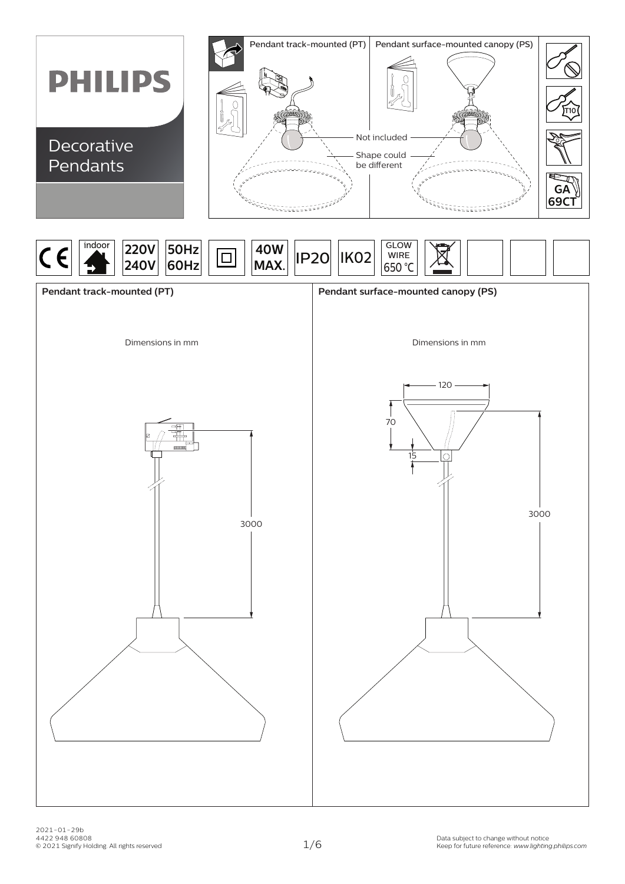# PHILIPS

## Decorative Pendants

Pendant track-mounted (PT) | Pendant surface-mounted canopy (PS)

Not included

Shape could be different

T10

GA 69CT

indoor | 220V 240V | 50Hz 60Hz | 40W MAX. | IP20 | IK02 | GLOW WIRE 650 °C

### Pendant track-mounted (PT)

Dimensions in mm

3000

### Pendant surface-mounted canopy (PS)

Dimensions in mm

120

70

15

3000

2021-01-29b
4422 948 60808
© 2021 Signify Holding. All rights reserved

Data subject to change without notice
Keep for future reference: *www.lighting.philips.com*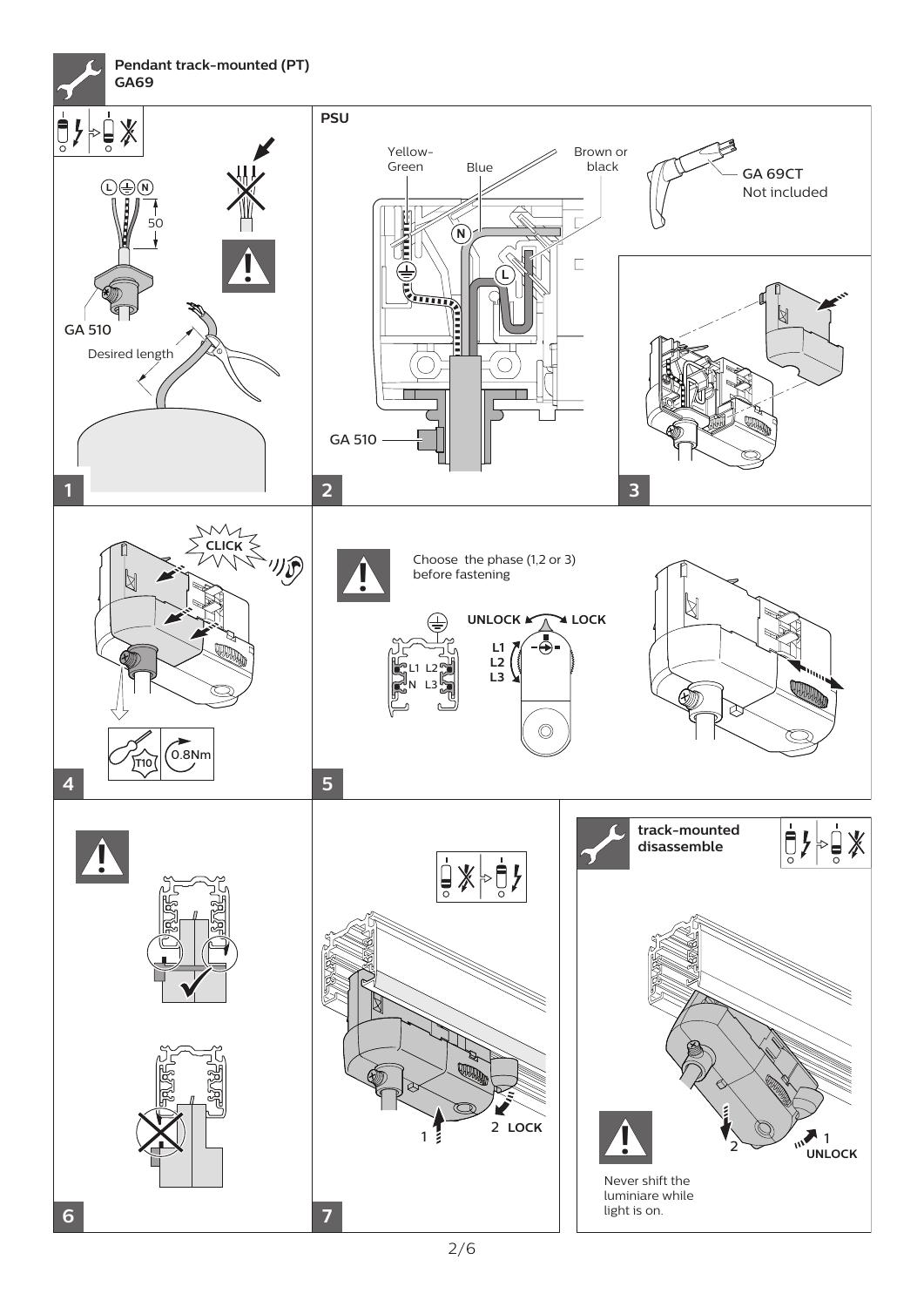## Pendant track-mounted (PT) GA69

**1**

L N 50

GA 510

Desired length

**2**

**PSU**

Yellow-Green

Blue

Brown or black

N

L

GA 510

GA 69CT
Not included

**3**

**4**

CLICK

T10

0.8Nm

**5**

Choose the phase (1,2 or 3) before fastening

UNLOCK LOCK

L1 L2
N L3

L1
L2
L3

**6**

**7**

1

2 LOCK

**track-mounted disassemble**

2

1
UNLOCK

Never shift the luminiare while light is on.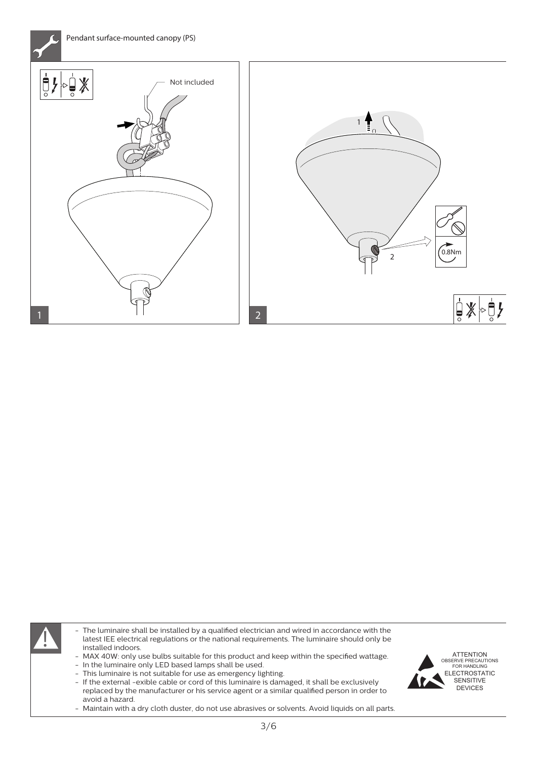## Pendant surface-mounted canopy (PS)

Not included

1

1

2

0.8Nm

2

- The luminaire shall be installed by a qualified electrician and wired in accordance with the latest IEE electrical regulations or the national requirements. The luminaire should only be installed indoors.
- MAX 40W: only use bulbs suitable for this product and keep within the specified wattage.
- In the luminaire only LED based lamps shall be used.
- This luminaire is not suitable for use as emergency lighting.
- If the external ﬂexible cable or cord of this luminaire is damaged, it shall be exclusively replaced by the manufacturer or his service agent or a similar qualified person in order to avoid a hazard.
- Maintain with a dry cloth duster, do not use abrasives or solvents. Avoid liquids on all parts.

ATTENTION
OBSERVE PRECAUTIONS FOR HANDLING
ELECTROSTATIC SENSITIVE DEVICES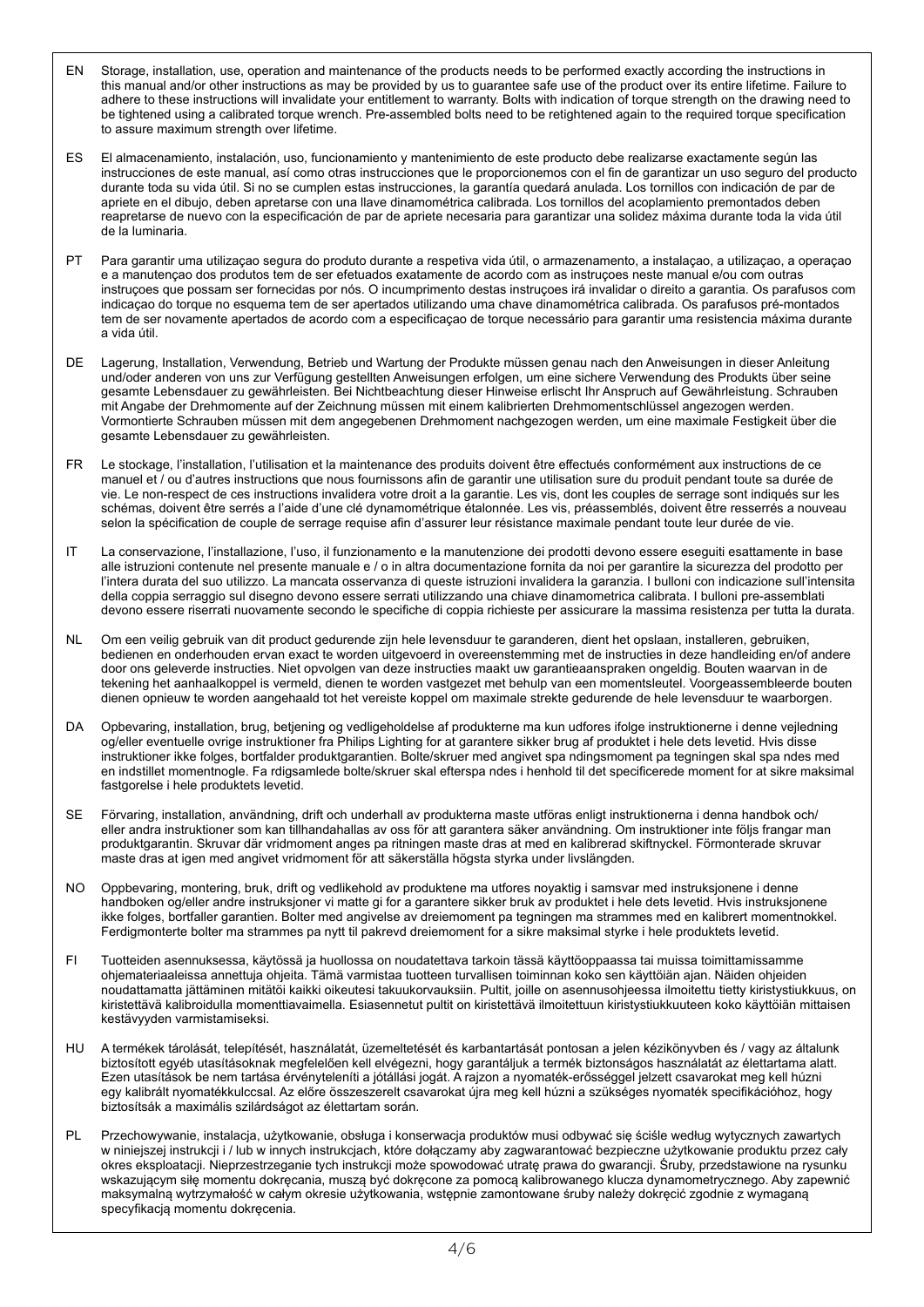EN Storage, installation, use, operation and maintenance of the products needs to be performed exactly according the instructions in this manual and/or other instructions as may be provided by us to guarantee safe use of the product over its entire lifetime. Failure to adhere to these instructions will invalidate your entitlement to warranty. Bolts with indication of torque strength on the drawing need to be tightened using a calibrated torque wrench. Pre-assembled bolts need to be retightened again to the required torque specification to assure maximum strength over lifetime.

ES El almacenamiento, instalación, uso, funcionamiento y mantenimiento de este producto debe realizarse exactamente según las instrucciones de este manual, así como otras instrucciones que le proporcionemos con el fin de garantizar un uso seguro del producto durante toda su vida útil. Si no se cumplen estas instrucciones, la garantía quedará anulada. Los tornillos con indicación de par de apriete en el dibujo, deben apretarse con una llave dinamométrica calibrada. Los tornillos del acoplamiento premontados deben reapretarse de nuevo con la especificación de par de apriete necesaria para garantizar una solidez máxima durante toda la vida útil de la luminaria.

PT Para garantir uma utilizaçao segura do produto durante a respetiva vida útil, o armazenamento, a instalaçao, a utilizaçao, a operaçao e a manutençao dos produtos tem de ser efetuados exatamente de acordo com as instruçoes neste manual e/ou com outras instruçoes que possam ser fornecidas por nós. O incumprimento destas instruçoes irá invalidar o direito a garantia. Os parafusos com indicaçao do torque no esquema tem de ser apertados utilizando uma chave dinamométrica calibrada. Os parafusos pré-montados tem de ser novamente apertados de acordo com a especificaçao de torque necessário para garantir uma resistencia máxima durante a vida útil.

DE Lagerung, Installation, Verwendung, Betrieb und Wartung der Produkte müssen genau nach den Anweisungen in dieser Anleitung und/oder anderen von uns zur Verfügung gestellten Anweisungen erfolgen, um eine sichere Verwendung des Produkts über seine gesamte Lebensdauer zu gewährleisten. Bei Nichtbeachtung dieser Hinweise erlischt Ihr Anspruch auf Gewährleistung. Schrauben mit Angabe der Drehmomente auf der Zeichnung müssen mit einem kalibrierten Drehmomentschlüssel angezogen werden. Vormontierte Schrauben müssen mit dem angegebenen Drehmoment nachgezogen werden, um eine maximale Festigkeit über die gesamte Lebensdauer zu gewährleisten.

FR Le stockage, l'installation, l'utilisation et la maintenance des produits doivent être effectués conformément aux instructions de ce manuel et / ou d'autres instructions que nous fournissons afin de garantir une utilisation sure du produit pendant toute sa durée de vie. Le non-respect de ces instructions invalidera votre droit a la garantie. Les vis, dont les couples de serrage sont indiqués sur les schémas, doivent être serrés a l'aide d'une clé dynamométrique étalonnée. Les vis, préassemblés, doivent être resserrés a nouveau selon la spécification de couple de serrage requise afin d'assurer leur résistance maximale pendant toute leur durée de vie.

IT La conservazione, l'installazione, l'uso, il funzionamento e la manutenzione dei prodotti devono essere eseguiti esattamente in base alle istruzioni contenute nel presente manuale e / o in altra documentazione fornita da noi per garantire la sicurezza del prodotto per l'intera durata del suo utilizzo. La mancata osservanza di queste istruzioni invalidera la garanzia. I bulloni con indicazione sull'intensita della coppia serraggio sul disegno devono essere serrati utilizzando una chiave dinamometrica calibrata. I bulloni pre-assemblati devono essere riserrati nuovamente secondo le specifiche di coppia richieste per assicurare la massima resistenza per tutta la durata.

NL Om een veilig gebruik van dit product gedurende zijn hele levensduur te garanderen, dient het opslaan, installeren, gebruiken, bedienen en onderhouden ervan exact te worden uitgevoerd in overeenstemming met de instructies in deze handleiding en/of andere door ons geleverde instructies. Niet opvolgen van deze instructies maakt uw garantieeaanspraken ongeldig. Bouten waarvan in de tekening het aanhaalkoppel is vermeld, dienen te worden vastgezet met behulp van een momentsleutel. Voorgeassembleerde bouten dienen opnieuw te worden aangehaald tot het vereiste koppel om maximale strekte gedurende de hele levensduur te waarborgen.

DA Opbevaring, installation, brug, betjening og vedligeholdelse af produkterne ma kun udfores ifolge instruktionerne i denne vejledning og/eller eventuelle ovrige instruktioner fra Philips Lighting for at garantere sikker brug af produktet i hele dets levetid. Hvis disse instruktioner ikke folges, bortfalder produktgarantien. Bolte/skruer med angivet spa ndingsmoment pa tegningen skal spa ndes med en indstillet momentnogle. Fa rdigsamlede bolte/skruer skal efterspa ndes i henhold til det specificerede moment for at sikre maksimal fastgorelse i hele produktets levetid.

SE Förvaring, installation, användning, drift och underhall av produkterna maste utföras enligt instruktionerna i denna handbok och/ eller andra instruktioner som kan tillhandahallas av oss för att garantera säker användning. Om instruktioner inte följs frangar man produktgarantin. Skruvar där vridmoment anges pa ritningen maste dras at med en kalibrerad skiftnyckel. Förmonterade skruvar maste dras at igen med angivet vridmoment för att säkerställa högsta styrka under livslängden.

NO Oppbevaring, montering, bruk, drift og vedlikehold av produktene ma utfores noyaktig i samsvar med instruksjonene i denne handboken og/eller andre instruksjoner vi matte gi for a garantere sikker bruk av produktet i hele dets levetid. Hvis instruksjonene ikke folges, bortfaller garantien. Bolter med angivelse av dreiemoment pa tegningen ma strammes med en kalibrert momentnokkel. Ferdigmonterte bolter ma strammes pa nytt til pakrevd dreiemoment for a sikre maksimal styrke i hele produktets levetid.

FI Tuotteiden asennuksessa, käytössä ja huollossa on noudatettava tarkoin tässä käyttöoppaassa tai muissa toimittamissamme ohjemateriaaleissa annettuja ohjeita. Tämä varmistaa tuotteen turvallisen toiminnan koko sen käyttöiän ajan. Näiden ohjeiden noudattamatta jättäminen mitätöi kaikki oikeutesi takuukorvauksiin. Pultit, joille on asennusohjeessa ilmoitettu tietty kiristystiukkuus, on kiristettävä kalibroidulla momenttiavaimella. Esiasennetut pultit on kiristettävä ilmoitettuun kiristystiukkuuteen koko käyttöiän mittaisen kestävyyden varmistamiseksi.

HU A termékek tárolását, telepítését, használatát, üzemeltetését és karbantartását pontosan a jelen kézikönyvben és / vagy az általunk biztosított egyéb utasításoknak megfelelően kell elvégezni, hogy garantáljuk a termék biztonságos használatát az élettartama alatt. Ezen utasítások be nem tartása érvényteleníti a jótállási jogát. A rajzon a nyomaték-erősséggel jelzett csavarokat meg kell húzni egy kalibrált nyomatékkulccsal. Az előre összeszerelt csavarokat újra meg kell húzni a szükséges nyomaték specifikációhoz, hogy biztosítsák a maximális szilárdságot az élettartam során.

PL Przechowywanie, instalacja, użytkowanie, obsługa i konserwacja produktów musi odbywać się ściśle według wytycznych zawartych w niniejszej instrukcji i / lub w innych instrukcjach, które dołączamy aby zagwarantować bezpieczne użytkowanie produktu przez cały okres eksploatacji. Nieprzestrzeganie tych instrukcji może spowodować utratę prawa do gwarancji. Śruby, przedstawione na rysunku wskazującym siłę momentu dokręcania, muszą być dokręcone za pomocą kalibrowanego klucza dynamometrycznego. Aby zapewnić maksymalną wytrzymałość w całym okresie użytkowania, wstępnie zamontowane śruby należy dokręcić zgodnie z wymaganą specyfikacją momentu dokręcenia.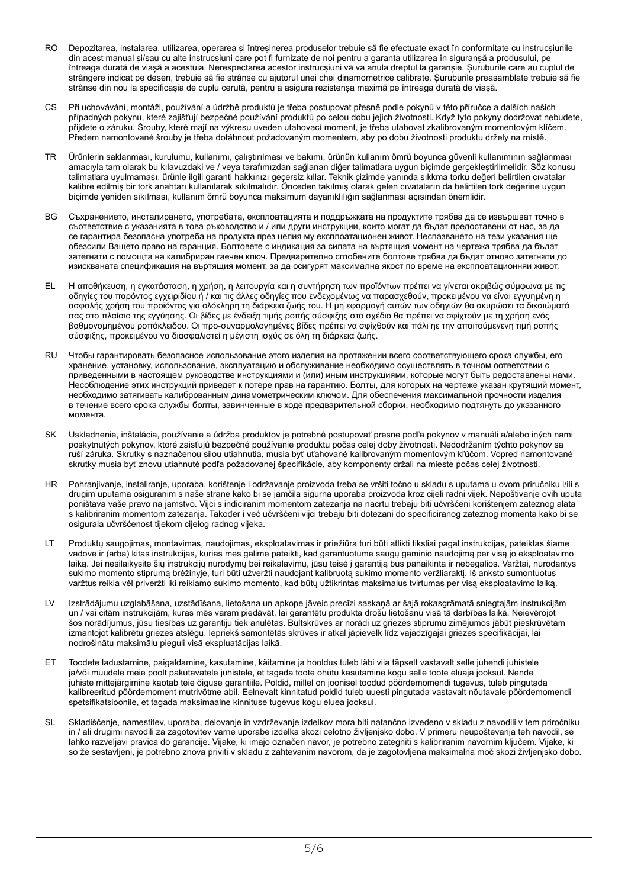RO Depozitarea, instalarea, utilizarea, operarea și întreținerea produselor trebuie să fie efectuate exact în conformitate cu instrucțiunile din acest manual și/sau cu alte instrucțiuni care pot fi furnizate de noi pentru a garanta utilizarea în siguranță a produsului, pe întreaga durată de viață a acestuia. Nerespectarea acestor instrucțiuni vă va anula dreptul la garanție. Șuruburile care au cuplul de strângere indicat pe desen, trebuie să fie strânse cu ajutorul unei chei dinamometrice calibrate. Șuruburile preasamblate trebuie să fie strânse din nou la specificația de cuplu cerută, pentru a asigura rezistența maximă pe întreaga durată de viață.

CS Při uchovávání, montáži, používání a údržbě produktů je třeba postupovat přesně podle pokynů v této příručce a dalších našich případných pokynů, které zajišťují bezpečné používání produktů po celou dobu jejich životnosti. Když tyto pokyny dodržovat nebudete, přijdete o záruku. Šrouby, které mají na výkresu uveden utahovací moment, je třeba utahovat zkalibrovaným momentovým klíčem. Předem namontované šrouby je třeba dotáhnout požadovaným momentem, aby po dobu životnosti produktu držely na místě.

TR Ürünlerin saklanması, kurulumu, kullanımı, çalıştırılması ve bakımı, ürünün kullanım ömrü boyunca güvenli kullanımının sağlanması amacıyla tam olarak bu kılavuzdaki ve / veya tarafımızdan sağlanan diğer talimatlara uygun biçimde gerçekleştirilmelidir. Söz konusu talimatlara uyulmaması, ürünle ilgili garanti hakkınızı geçersiz kılar. Teknik çizimde yanında sıkma torku değeri belirtilen cıvatalar kalibre edilmiş bir tork anahtarı kullanılarak sıkılmalıdır. Önceden takılmış olarak gelen cıvataların da belirtilen tork değerine uygun biçimde yeniden sıkılması, kullanım ömrü boyunca maksimum dayanıklılığın sağlanması açısından önemlidir.

BG Съхранението, инсталирането, употребата, експлоатацията и поддръжката на продуктите трябва да се извършват точно в съответствие с указанията в това ръководство и / или други инструкции, които могат да бъдат предоставени от нас, за да се гарантира безопасна употреба на продукта през целия му експлоатационен живот. Неспазването на тези указания ще обезсили Вашето право на гаранция. Болтовете с индикация за силата на въртящия момент на чертежа трябва да бъдат затегнати с помощта на калибриран гаечен ключ. Предварително сглобените болтове трябва да бъдат отново затегнати до изискваната спецификация на въртящия момент, за да осигурят максимална якост през времето на експлоатационния живот.

EL Η αποθήκευση, η εγκατάσταση, η χρήση, η λειτουργία και η συντήρηση των προϊόντων πρέπει να γίνεται ακριβώς σύμφωνα με τις οδηγίες του παρόντος εγχειριδίου ή / και τις άλλες οδηγίες που ενδεχομένως να παρασχεθούν, προκειμένου να είναι εγγυημένη η ασφαλής χρήση του προϊόντος για ολόκληρη τη διάρκεια ζωής του. Η μη εφαρμογή αυτών των οδηγιών θα ακυρώσει τα δικαιώματά σας στο πλαίσιο της εγγύησης. Οι βίδες με ένδειξη τιμής ροπής σύσφιξης στο σχέδιο θα πρέπει να σφίχτούν με τη χρήση ενός βαθμονομημένου ροπόκλειδου. Οι προ-συναρμολογημένες βίδες πρέπει να σφιχθούν και πάλι με την απαιτούμενη τιμή ροπής σύσφιξης, προκειμένου να διασφαλιστεί η μέγιστη ισχύς σε όλη τη διάρκεια ζωής.

RU Чтобы гарантировать безопасное использование этого изделия на протяжении всего соответствующего срока службы, его хранение, установку, использование, эксплуатацию и обслуживание необходимо осуществлять в точном соответствии с приведенными в настоящем руководстве инструкциями и (или) иным инструкциями, которые могут быть редоставлены нами. Несоблюдение этих инструкций приведет к потере прав на гарантию. Болты, для которых на чертеже указан крутящий момент, необходимо затягивать калиброванным динамометрическим ключом. Для обеспечения максимальной прочности изделия в течение всего срока службы болты, завинченные в ходе предварительной сборки, необходимо подтянуть до указанного момента.

SK Uskladnenie, inštalácia, používanie a údržba produktov je potrebné postupovať presne podľa pokynov v manuáli a/alebo iných nami poskytnutých pokynov, ktoré zaisťujú bezpečné používanie produktu počas celej doby životnosti. Nedodržaním týchto pokynov sa ruší záruka. Skrutky s naznačenou silou utiahnutia, musia byť uťahované kalibrovaným momentovým kľúčom. Vopred namontované skrutky musia byť znovu utiahnuté podľa požadovanej špecifikácie, aby komponenty držali na mieste počas celej životnosti.

HR Pohranjivanje, instaliranje, uporaba, korištenje i održavanje proizvoda treba se vršiti točno u skladu s uputama u ovom priručniku i/ili s drugim uputama osiguranim s naše strane kako bi se jamčila sigurna uporaba proizvoda kroz cijeli radni vijek. Nepoštivanje ovih uputa poništava vaše pravo na jamstvo. Vijci s indiciranim momentom zatezanja na nacrtu trebaju biti učvršćeni korištenjem zateznog alata s kalibriranim momentom zatezanja. Također i već učvršćeni vijci trebaju biti dotezani do specificiranog zateznog momenta kako bi se osigurala učvršćenost tijekom cijelog radnog vijeka.

LT Produktų saugojimas, montavimas, naudojimas, eksploatavimas ir priežiūra turi būti atlikti tiksliai pagal instrukcijas, pateiktas šiame vadove ir (arba) kitas instrukcijas, kurias mes galime pateikti, kad garantuotume saugų gaminio naudojimą per visą jo eksploatavimo laiką. Jei nesilaikysite šių instrukcijų nurodymų bei reikalavimų, jūsų teisė į garantiją bus panaikinta ir nebegalios. Varžtai, nurodantys sukimo momento stiprumą brėžinyje, turi būti užveržti naudojant kalibruotą sukimo momento veržliaraktį. Iš anksto sumontuotus varžtus reikia vėl priveržti iki reikiamo sukimo momento, kad būtų užtikrintas maksimalus tvirtumas per visą eksploatavimo laiką.

LV Izstrādājumu uzglabāšana, uzstādīšana, lietošana un apkope jāveic precīzi saskaņā ar šajā rokasgrāmatā sniegtajām instrukcijām un / vai citām instrukcijām, kuras mēs varam piedāvāt, lai garantētu produkta drošu lietošanu visā tā darbības laikā. Neievērojot šos norādījumus, jūsu tiesības uz garantiju tiek anulētas. Bultskrūves ar norādi uz griezes stiprumu zīmējumos jābūt pieskrūvētam izmantojot kalibrētu griezes atslēgu. Iepriekš samontētās skrūves ir atkal jāpievelk līdz vajadzīgajai griezes specifikācijai, lai nodrošinātu maksimālu pieguli visā ekspluatācijas laikā.

ET Toodete ladustamine, paigaldamine, kasutamine, käitamine ja hooldus tuleb läbi viia täpselt vastavalt selle juhendi juhistele ja/või muudele meie poolt pakutavatele juhistele, et tagada toote ohutu kasutamine kogu selle toote eluaja jooksul. Nende juhiste mittejärgimine kaotab teie õiguse garantiile. Poldid, millel on joonisel toodud pöördemomendi tugevus, tuleb pingutada kalibreeritud pöördemoment mutrivõtme abil. Eelnevalt kinnitatud poldid tuleb uuesti pingutada vastavalt nõutavale pöördemomendi spetsifikatsioonile, et tagada maksimaalne kinnituse tugevus kogu eluea jooksul.

SL Skladiščenje, namestitev, uporaba, delovanje in vzdrževanje izdelkov mora biti natančno izvedeno v skladu z navodili v tem priročniku in / ali drugimi navodili za zagotovitev varne uporabe izdelka skozi celotno življenjsko dobo. V primeru neupoštevanja teh navodil, se lahko razveljavi pravica do garancije. Vijake, ki imajo označen navor, je potrebno zategniti s kalibriranim navornim ključem. Vijake, ki so že sestavljeni, je potrebno znova priviti v skladu z zahtevanim navorom, da je zagotovljena maksimalna moč skozi življenjsko dobo.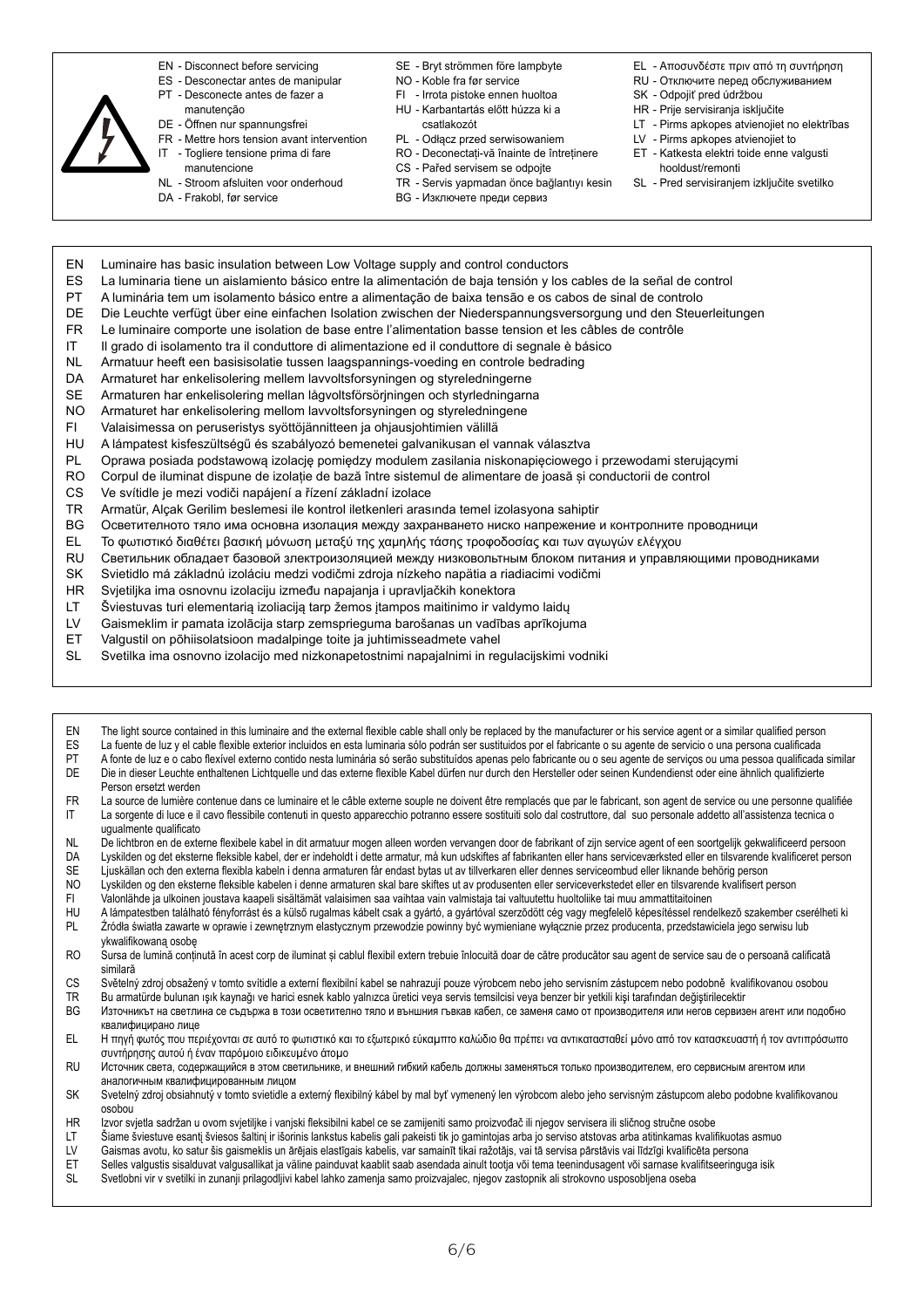EN - Disconnect before servicing
ES - Desconectar antes de manipular
PT - Desconecte antes de fazer a manutenção
DE - Öffnen nur spannungsfrei
FR - Mettre hors tension avant intervention
IT - Togliere tensione prima di fare manutencione
NL - Stroom afsluiten voor onderhoud
DA - Frakobl, før service
SE - Bryt strömmen före lampbyte
NO - Koble fra før service
FI - Irrota pistoke ennen huoltoa
HU - Karbantartás előtt húzza ki a csatlakozót
PL - Odłącz przed serwisowaniem
RO - Deconectați-vă înainte de întreținere
CS - Pařed servisem se odpojte
TR - Servis yapmadan önce bağlantıyı kesin
BG - Изключете преди сервиз
EL - Αποσυνδέστε πριν από τη συντήρηση
RU - Отключите перед обслуживанием
SK - Odpojiť pred údržbou
HR - Prije servisiranja isključite
LT - Pirms apkopes atvienojiet no elektrības
LV - Pirms apkopes atvienojiet to
ET - Katkesta elektri toide enne valgusti hooldust/remonti
SL - Pred servisiranjem izključite svetilko

---

EN Luminaire has basic insulation between Low Voltage supply and control conductors
ES La luminaria tiene un aislamiento básico entre la alimentación de baja tensión y los cables de la señal de control
PT A luminária tem um isolamento básico entre a alimentação de baixa tensão e os cabos de sinal de controlo
DE Die Leuchte verfügt über eine einfachen Isolation zwischen der Niederspannungsversorgung und den Steuerleitungen
FR Le luminaire comporte une isolation de base entre l'alimentation basse tension et les câbles de contrôle
IT Il grado di isolamento tra il conduttore di alimentazione ed il conduttore di segnale è básico
NL Armatuur heeft een basisisolatie tussen laagspannings-voeding en controle bedrading
DA Armaturet har enkelisolering mellem lavvoltsforsyningen og styreledningerne
SE Armaturen har enkelisolering mellan lågvoltsförsörjningen och styrledningarna
NO Armaturet har enkelisolering mellom lavvoltsforsyningen og styreledningene
FI Valaisimessa on peruseristys syöttöjännitteen ja ohjausjohtimien välillä
HU A lámpatest kisfeszültségű és szabályozó bemenetei galvanikusan el vannak választva
PL Oprawa posiada podstawową izolację pomiędzy modułem zasilania niskonapięciowego i przewodami sterującymi
RO Corpul de iluminat dispune de izolație de bază între sistemul de alimentare de joasă și conductorii de control
CS Ve svítidle je mezi vodiči napájení a řízení základní izolace
TR Armatür, Alçak Gerilim beslemesi ile kontrol iletkenleri arasında temel izolasyona sahiptir
BG Осветителното тяло има основна изолация между захранването ниско напрежение и контролните проводници
EL Το φωτιστικό διαθέτει βασική μόνωση μεταξύ της χαμηλής τάσης τροφοδοσίας και των αγωγών ελέγχου
RU Светильник обладает базовой электроизоляцией между низковольтным блоком питания и управляющими проводниками
SK Svietidlo má základnú izoláciu medzi vodičmi zdroja nízkeho napätia a riadiacimi vodičmi
HR Svjetiljka ima osnovnu izolaciju između napajanja i upravljačkih konektora
LT Šviestuvas turi elementarią izoliaciją tarp žemos įtampos maitinimo ir valdymo laidų
LV Gaismeklim ir pamata izolācija starp zemsprieguma barošanas un vadības aprīkojuma
ET Valgustil on põhiisolatsioon madalpinge toite ja juhtimisseadmete vahel
SL Svetilka ima osnovno izolacijo med nizkonapetostnimi napajalnimi in regulacijskimi vodniki

---

EN The light source contained in this luminaire and the external flexible cable shall only be replaced by the manufacturer or his service agent or a similar qualified person
ES La fuente de luz y el cable flexible exterior incluidos en esta luminaria sólo podrán ser sustituidos por el fabricante o su agente de servicio o una persona cualificada
PT A fonte de luz e o cabo flexível externo contido nesta luminária só serão substituídos apenas pelo fabricante ou o seu agente de serviços ou uma pessoa qualificada similar
DE Die in dieser Leuchte enthaltenen Lichtquelle und das externe flexible Kabel dürfen nur durch den Hersteller oder seinen Kundendienst oder eine ähnlich qualifizierte Person ersetzt werden
FR La source de lumière contenue dans ce luminaire et le câble externe souple ne doivent être remplacés que par le fabricant, son agent de service ou une personne qualifiée
IT La sorgente di luce e il cavo flessibile contenuti in questo apparecchio potranno essere sostituiti solo dal costruttore, dal suo personale addetto all'assistenza tecnica o ugualmente qualificato
NL De lichtbron en de externe flexibele kabel in dit armatuur mogen alleen worden vervangen door de fabrikant of zijn service agent of een soortgelijk gekwalificeerd persoon
DA Lyskilden og det eksterne fleksible kabel, der er indeholdt i dette armatur, må kun udskiftes af fabrikanten eller hans serviceværksted eller en tilsvarende kvalificeret person
SE Ljuskällan och den externa flexibla kabeln i denna armaturen får endast bytas ut av tillverkaren eller dennes serviceombud eller liknande behörig person
NO Lyskilden og den eksterne fleksible kabelen i denne armaturen skal bare skiftes ut av produsenten eller serviceverkstedet eller en tilsvarende kvalifisert person
FI Valonlähde ja ulkoinen joustava kaapeli sisältämät valaisimen saa vaihtaa vain valmistaja tai valtuutettu huoltoliike tai muu ammattitaitoinen
HU A lámpatestben található fényforrást és a külső rugalmas kábelt csak a gyártó, a gyártóval szerződött cég vagy megfelelő képesítéssel rendelkező szakember cserélheti ki
PL Źródła światła zawarte w oprawie i zewnętrznym elastycznym przewodzie powinny być wymieniane wyłącznie przez producenta, przedstawiciela jego serwisu lub ykwalifikowaną osobę
RO Sursa de lumină conținută în acest corp de iluminat și cablul flexibil extern trebuie înlocuită doar de către producător sau agent de service sau de o persoană calificată similară
CS Světelný zdroj obsažený v tomto svítidle a externí flexibilní kabel se nahrazují pouze výrobcem nebo jeho servisním zástupcem nebo podobně kvalifikovanou osobou
TR Bu armatürde bulunan ışık kaynağı ve harici esnek kablo yalnızca üretici veya servis temsilcisi veya benzer bir yetkili kişi tarafından değiştirilecektir
BG Източникът на светлина се съдържа в този осветително тяло и външния гъвкав кабел, се заменя само от производителя или негов сервизен агент или подобно квалифицирано лице
EL Η πηγή φωτός που περιέχονται σε αυτό το φωτιστικό και το εξωτερικό εύκαμπτο καλώδιο θα πρέπει να αντικατασταθεί μόνο από τον κατασκευαστή ή τον αντιπρόσωπο συντήρησης αυτού ή έναν παρόμοιο ειδικευμένο άτομο
RU Источник света, содержащийся в этом светильнике, и внешний гибкий кабель должны заменяться только производителем, его сервисным агентом или аналогичным квалифицированным лицом
SK Svetelný zdroj obsiahnutý v tomto svietidle a externý flexibilný kábel by mal byť vymenený len výrobcom alebo jeho servisným zástupcom alebo podobne kvalifikovanou osobou
HR Izvor svjetla sadržan u ovom svjetiljke i vanjski fleksibilni kabel ce se zamijeniti samo proizvođač ili njegov servisera ili sličnog stručne osobe
LT Šiame šviestuve esantį šviesos šaltinį ir išorinis lankstus kabelis gali pakeisti tik jo gamintojas arba jo serviso atstovas arba atitinkamas kvalifikuotas asmuo
LV Gaismas avotu, ko satur šis gaismeklis un ārējais elastīgais kabelis, var samainīt tikai ražotājs, vai tā servisa pārstāvis vai līdzīgi kvalificēta persona
ET Selles valgustis sisalduvat valgusallikat ja väline painduvat kaablit saab asendada ainult tootja või tema teenindusagent või sarnase kvalifitseeringuga isik
SL Svetlobni vir v svetilki in zunanji prilagodljivi kabel lahko zamenja samo proizvajalec, njegov zastopnik ali strokovno usposobljena oseba